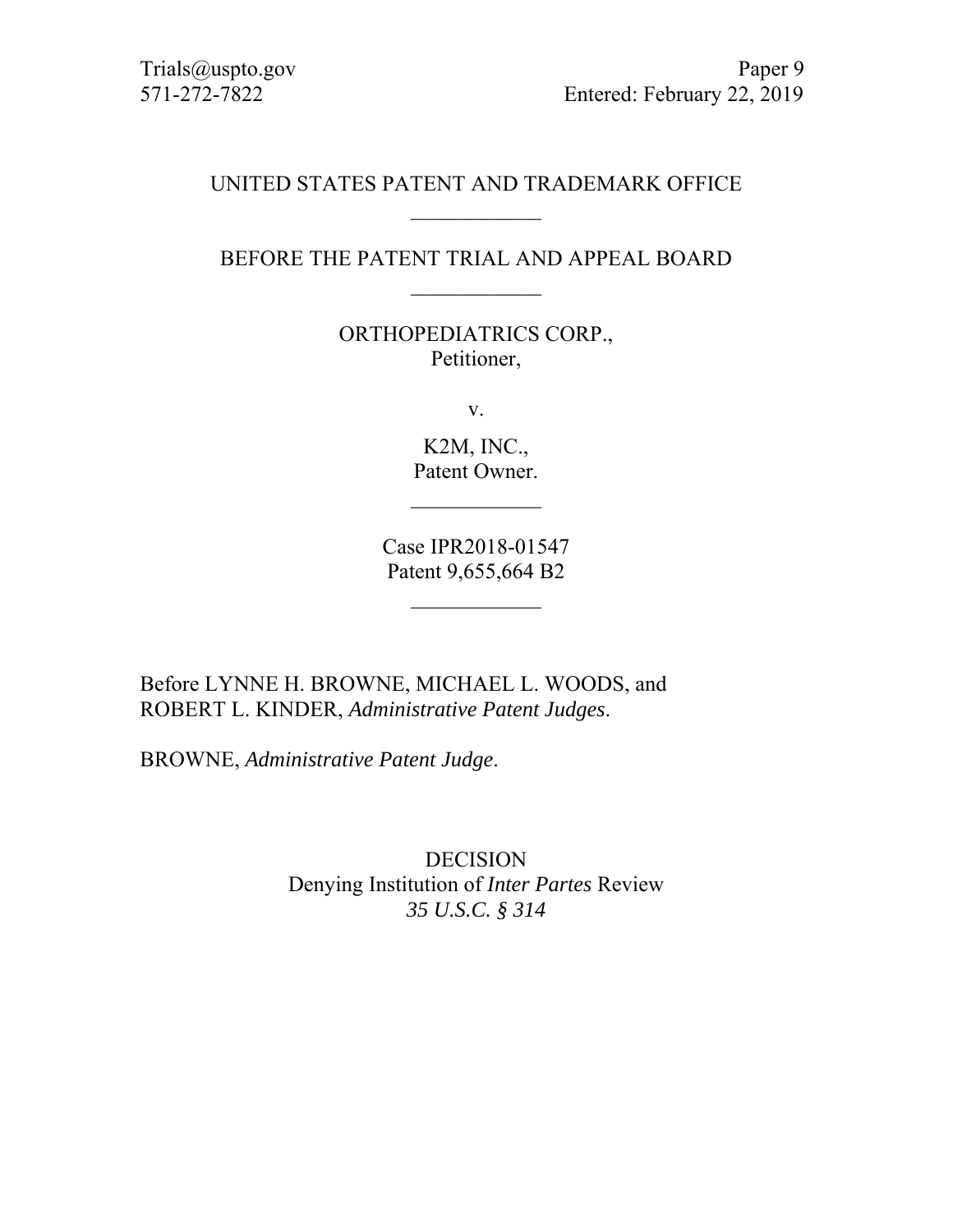Trials@uspto.gov
571-272-7822

Paper 9
Entered: February 22, 2019

UNITED STATES PATENT AND TRADEMARK OFFICE

---

BEFORE THE PATENT TRIAL AND APPEAL BOARD

---

ORTHOPEDIATRICS CORP.,
Petitioner,

v.

K2M, INC.,
Patent Owner.

---

Case IPR2018-01547
Patent 9,655,664 B2

---

Before LYNNE H. BROWNE, MICHAEL L. WOODS, and ROBERT L. KINDER, *Administrative Patent Judges*.

BROWNE, *Administrative Patent Judge*.

DECISION
Denying Institution of *Inter Partes* Review
*35 U.S.C. § 314*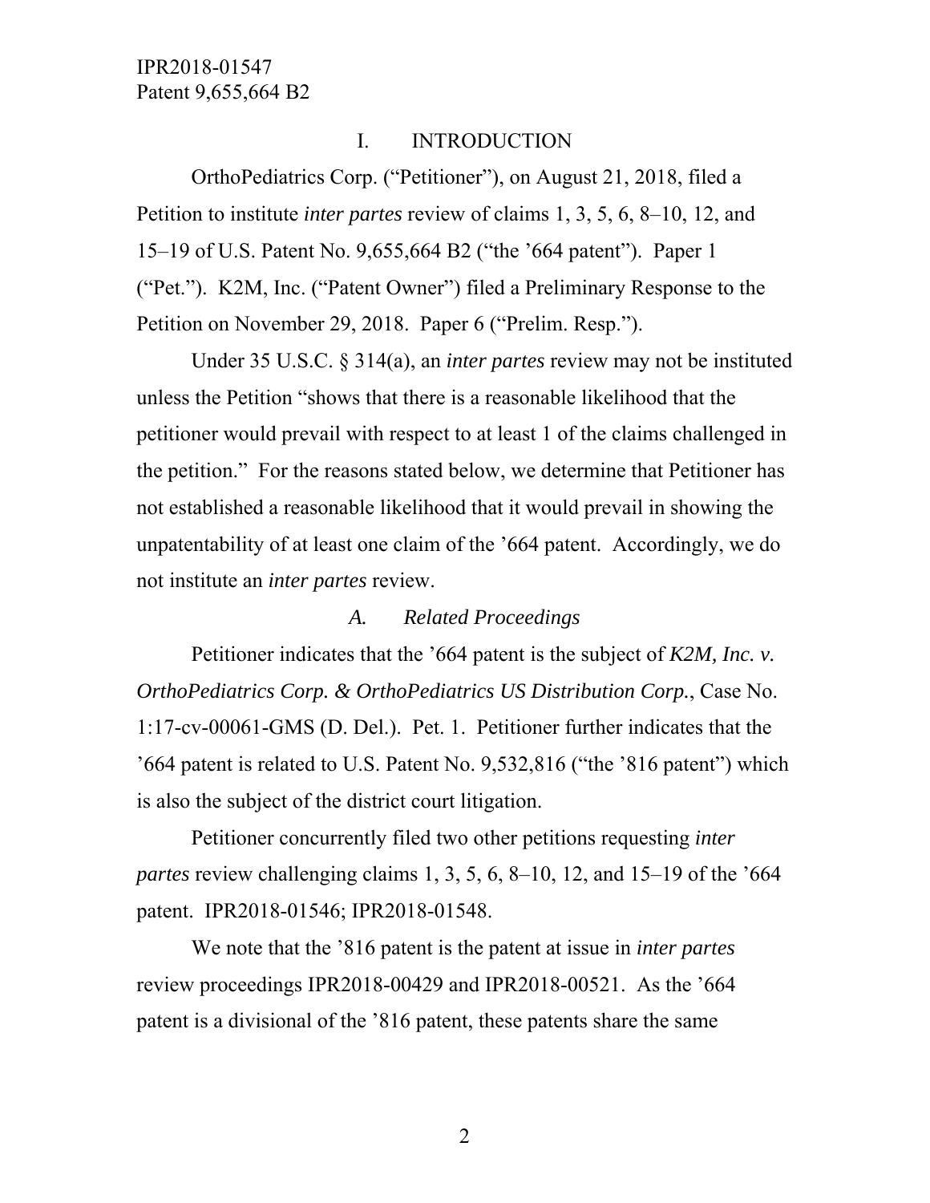## I. INTRODUCTION

OrthoPediatrics Corp. ("Petitioner"), on August 21, 2018, filed a Petition to institute *inter partes* review of claims 1, 3, 5, 6, 8–10, 12, and 15–19 of U.S. Patent No. 9,655,664 B2 ("the '664 patent"). Paper 1 ("Pet."). K2M, Inc. ("Patent Owner") filed a Preliminary Response to the Petition on November 29, 2018. Paper 6 ("Prelim. Resp.").

Under 35 U.S.C. § 314(a), an *inter partes* review may not be instituted unless the Petition "shows that there is a reasonable likelihood that the petitioner would prevail with respect to at least 1 of the claims challenged in the petition." For the reasons stated below, we determine that Petitioner has not established a reasonable likelihood that it would prevail in showing the unpatentability of at least one claim of the '664 patent. Accordingly, we do not institute an *inter partes* review.

### *A. Related Proceedings*

Petitioner indicates that the '664 patent is the subject of *K2M, Inc. v. OrthoPediatrics Corp. & OrthoPediatrics US Distribution Corp.*, Case No. 1:17-cv-00061-GMS (D. Del.). Pet. 1. Petitioner further indicates that the '664 patent is related to U.S. Patent No. 9,532,816 ("the '816 patent") which is also the subject of the district court litigation.

Petitioner concurrently filed two other petitions requesting *inter partes* review challenging claims 1, 3, 5, 6, 8–10, 12, and 15–19 of the '664 patent. IPR2018-01546; IPR2018-01548.

We note that the '816 patent is the patent at issue in *inter partes* review proceedings IPR2018-00429 and IPR2018-00521. As the '664 patent is a divisional of the '816 patent, these patents share the same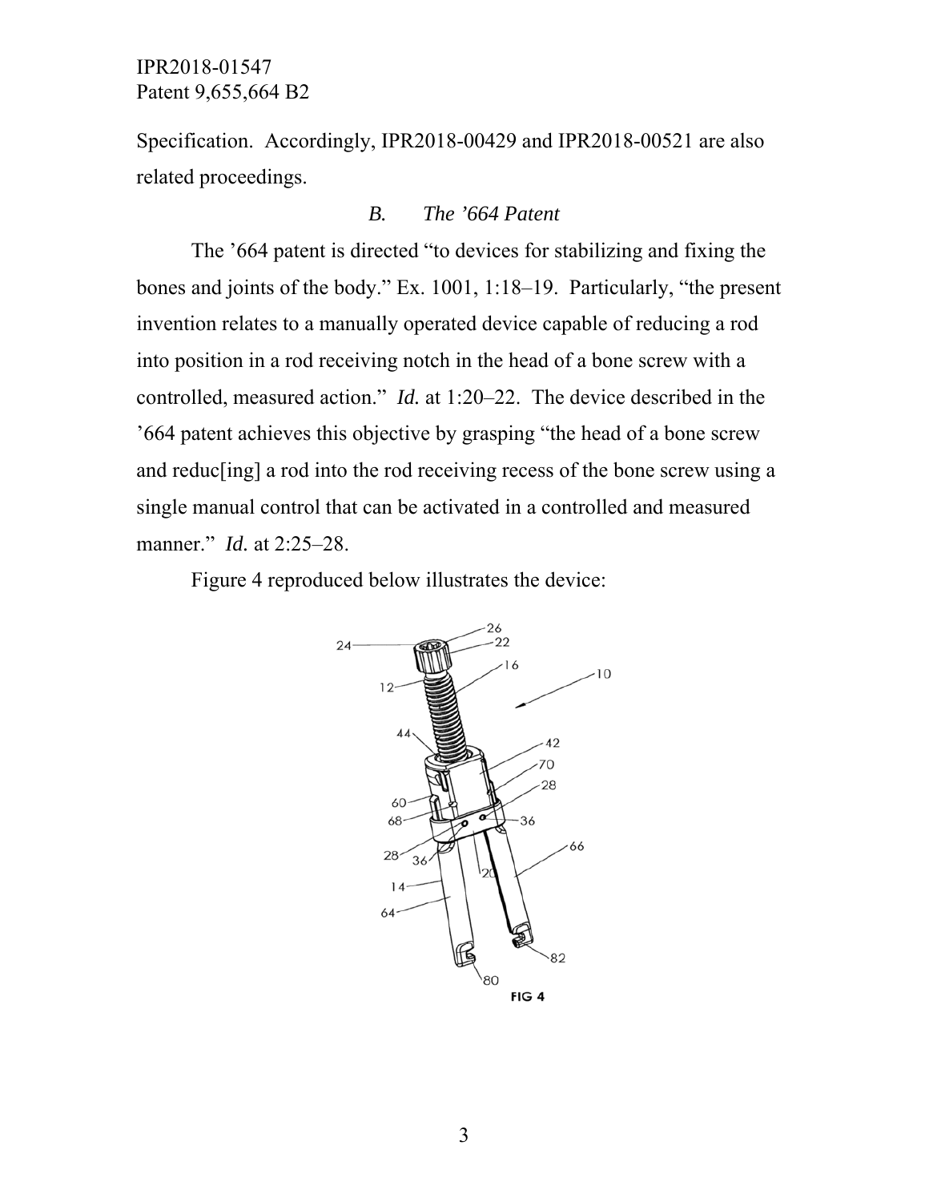Specification. Accordingly, IPR2018-00429 and IPR2018-00521 are also related proceedings.

### *B. The ’664 Patent*

The ’664 patent is directed “to devices for stabilizing and fixing the bones and joints of the body.” Ex. 1001, 1:18–19. Particularly, “the present invention relates to a manually operated device capable of reducing a rod into position in a rod receiving notch in the head of a bone screw with a controlled, measured action.” *Id.* at 1:20–22. The device described in the ’664 patent achieves this objective by grasping “the head of a bone screw and reduc[ing] a rod into the rod receiving recess of the bone screw using a single manual control that can be activated in a controlled and measured manner.” *Id.* at 2:25–28.

Figure 4 reproduced below illustrates the device:

FIG 4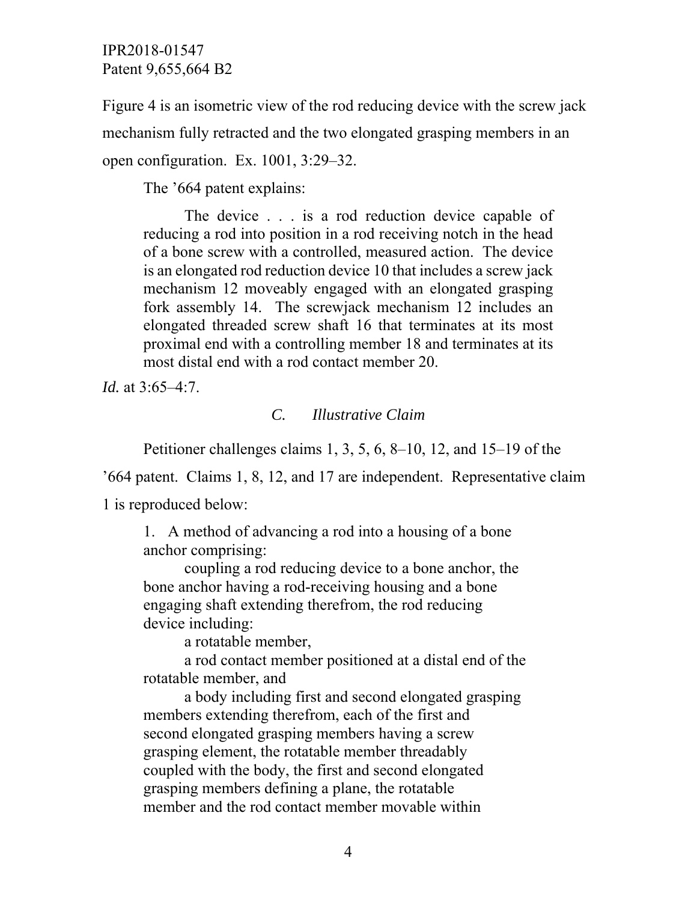Figure 4 is an isometric view of the rod reducing device with the screw jack mechanism fully retracted and the two elongated grasping members in an open configuration. Ex. 1001, 3:29–32.

The '664 patent explains:

> The device . . . is a rod reduction device capable of reducing a rod into position in a rod receiving notch in the head of a bone screw with a controlled, measured action. The device is an elongated rod reduction device 10 that includes a screw jack mechanism 12 moveably engaged with an elongated grasping fork assembly 14. The screwjack mechanism 12 includes an elongated threaded screw shaft 16 that terminates at its most proximal end with a controlling member 18 and terminates at its most distal end with a rod contact member 20.

*Id.* at 3:65–4:7.

### C. *Illustrative Claim*

Petitioner challenges claims 1, 3, 5, 6, 8–10, 12, and 15–19 of the '664 patent. Claims 1, 8, 12, and 17 are independent. Representative claim 1 is reproduced below:

> 1. A method of advancing a rod into a housing of a bone anchor comprising:
>
> coupling a rod reducing device to a bone anchor, the bone anchor having a rod-receiving housing and a bone engaging shaft extending therefrom, the rod reducing device including:
>
> a rotatable member,
>
> a rod contact member positioned at a distal end of the rotatable member, and
>
> a body including first and second elongated grasping members extending therefrom, each of the first and second elongated grasping members having a screw grasping element, the rotatable member threadably coupled with the body, the first and second elongated grasping members defining a plane, the rotatable member and the rod contact member movable within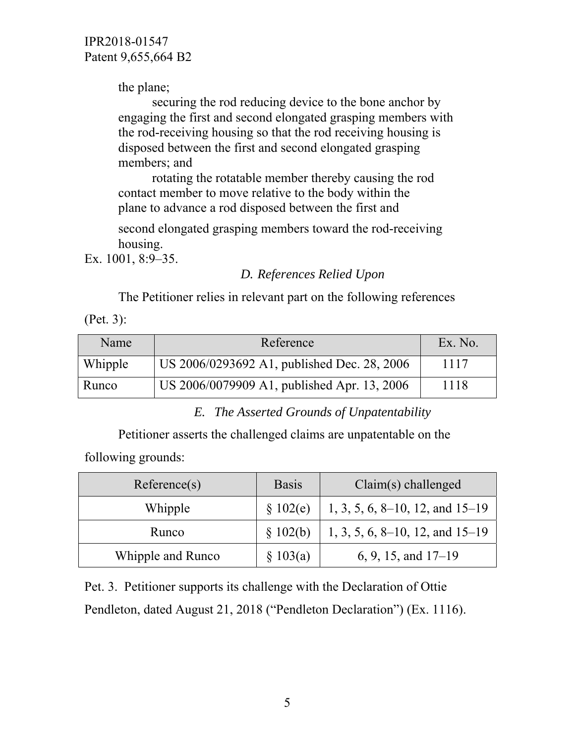the plane;

securing the rod reducing device to the bone anchor by engaging the first and second elongated grasping members with the rod-receiving housing so that the rod receiving housing is disposed between the first and second elongated grasping members; and

rotating the rotatable member thereby causing the rod contact member to move relative to the body within the plane to advance a rod disposed between the first and second elongated grasping members toward the rod-receiving housing.

Ex. 1001, 8:9–35.

### *D. References Relied Upon*

The Petitioner relies in relevant part on the following references (Pet. 3):

| Name | Reference | Ex. No. |
|---|---|---|
| Whipple | US 2006/0293692 A1, published Dec. 28, 2006 | 1117 |
| Runco | US 2006/0079909 A1, published Apr. 13, 2006 | 1118 |

### *E. The Asserted Grounds of Unpatentability*

Petitioner asserts the challenged claims are unpatentable on the following grounds:

| Reference(s) | Basis | Claim(s) challenged |
|---|---|---|
| Whipple | § 102(e) | 1, 3, 5, 6, 8–10, 12, and 15–19 |
| Runco | § 102(b) | 1, 3, 5, 6, 8–10, 12, and 15–19 |
| Whipple and Runco | § 103(a) | 6, 9, 15, and 17–19 |

Pet. 3. Petitioner supports its challenge with the Declaration of Ottie Pendleton, dated August 21, 2018 ("Pendleton Declaration") (Ex. 1116).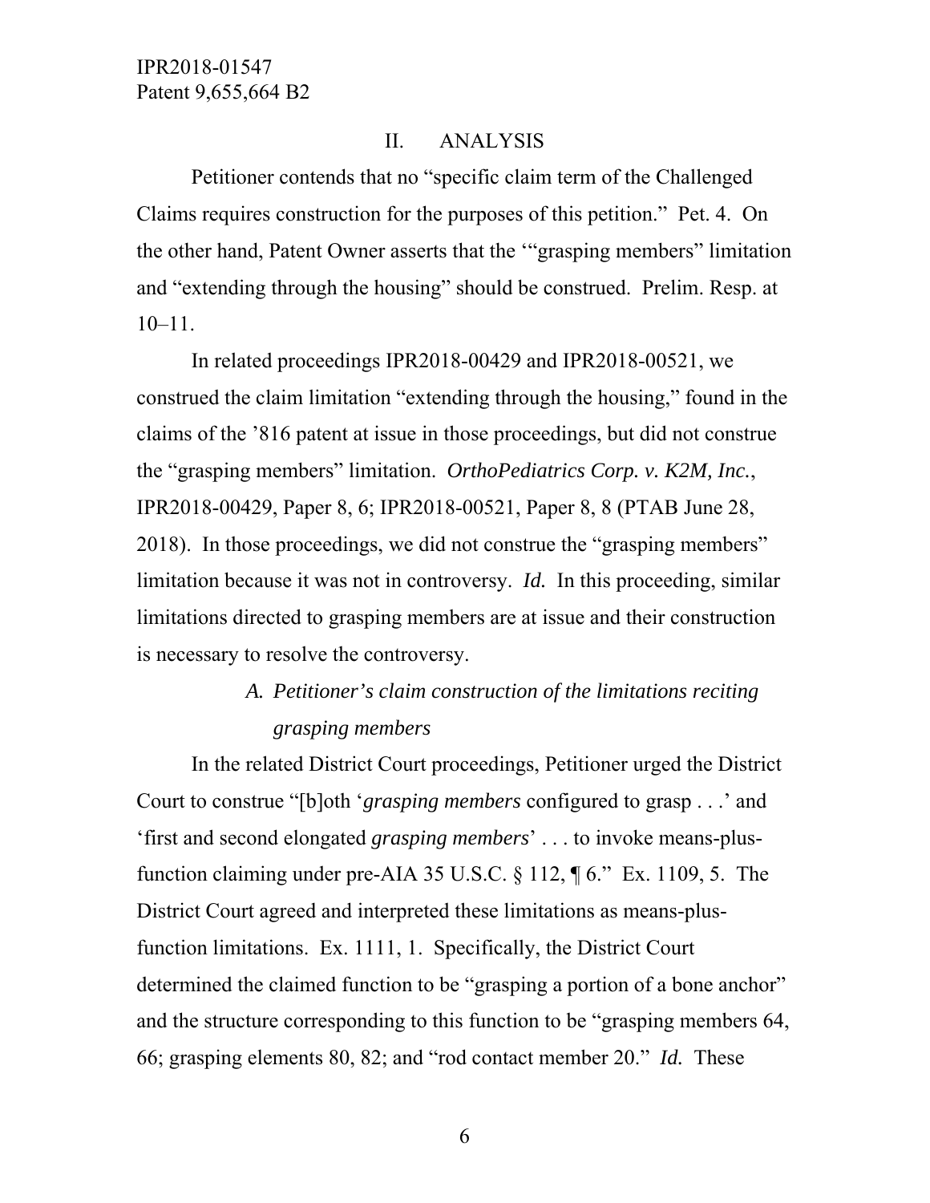## II. ANALYSIS

Petitioner contends that no "specific claim term of the Challenged Claims requires construction for the purposes of this petition." Pet. 4. On the other hand, Patent Owner asserts that the '"grasping members" limitation and "extending through the housing" should be construed. Prelim. Resp. at 10–11.

In related proceedings IPR2018-00429 and IPR2018-00521, we construed the claim limitation "extending through the housing," found in the claims of the '816 patent at issue in those proceedings, but did not construe the "grasping members" limitation. *OrthoPediatrics Corp. v. K2M, Inc.*, IPR2018-00429, Paper 8, 6; IPR2018-00521, Paper 8, 8 (PTAB June 28, 2018). In those proceedings, we did not construe the "grasping members" limitation because it was not in controversy. *Id.* In this proceeding, similar limitations directed to grasping members are at issue and their construction is necessary to resolve the controversy.

### *A. Petitioner's claim construction of the limitations reciting grasping members*

In the related District Court proceedings, Petitioner urged the District Court to construe "[b]oth '*grasping members* configured to grasp . . .' and 'first and second elongated *grasping members*' . . . to invoke means-plus-function claiming under pre-AIA 35 U.S.C. § 112, ¶ 6." Ex. 1109, 5. The District Court agreed and interpreted these limitations as means-plus-function limitations. Ex. 1111, 1. Specifically, the District Court determined the claimed function to be "grasping a portion of a bone anchor" and the structure corresponding to this function to be "grasping members 64, 66; grasping elements 80, 82; and "rod contact member 20." *Id.* These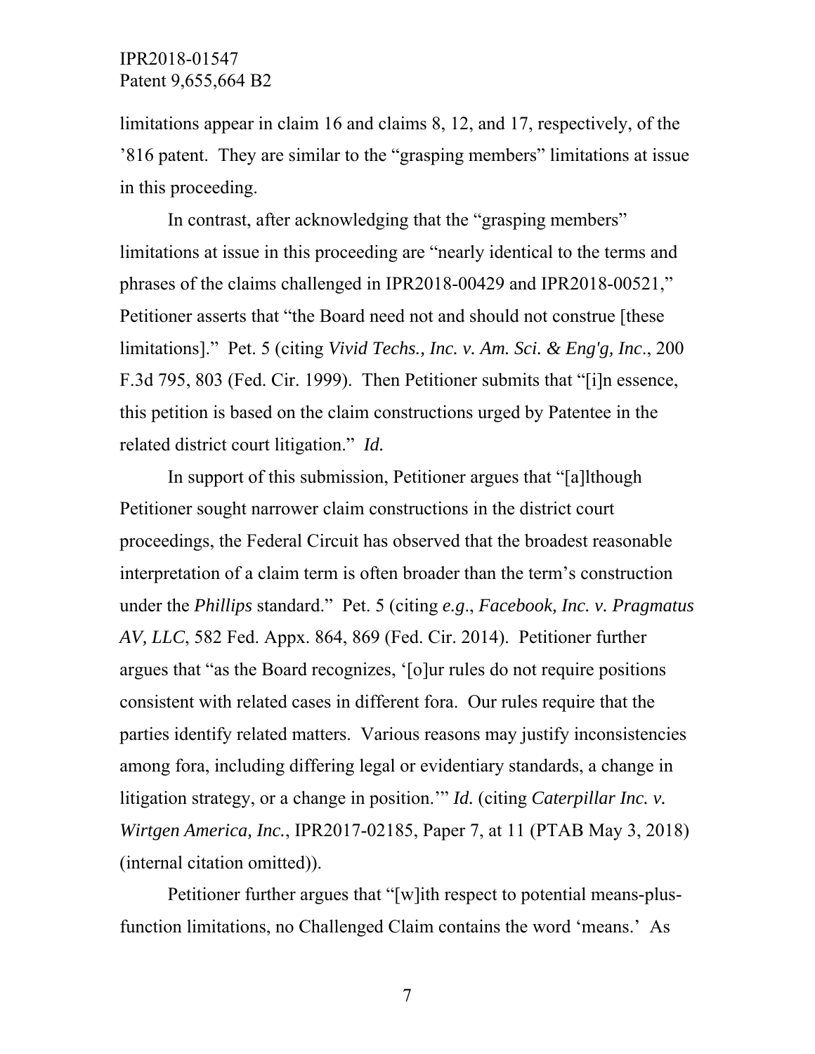limitations appear in claim 16 and claims 8, 12, and 17, respectively, of the '816 patent. They are similar to the "grasping members" limitations at issue in this proceeding.

In contrast, after acknowledging that the "grasping members" limitations at issue in this proceeding are "nearly identical to the terms and phrases of the claims challenged in IPR2018-00429 and IPR2018-00521," Petitioner asserts that "the Board need not and should not construe [these limitations]." Pet. 5 (citing *Vivid Techs., Inc. v. Am. Sci. & Eng'g, Inc*., 200 F.3d 795, 803 (Fed. Cir. 1999). Then Petitioner submits that "[i]n essence, this petition is based on the claim constructions urged by Patentee in the related district court litigation." *Id.*

In support of this submission, Petitioner argues that "[a]lthough Petitioner sought narrower claim constructions in the district court proceedings, the Federal Circuit has observed that the broadest reasonable interpretation of a claim term is often broader than the term's construction under the *Phillips* standard." Pet. 5 (citing *e.g*., *Facebook, Inc. v. Pragmatus AV, LLC*, 582 Fed. Appx. 864, 869 (Fed. Cir. 2014). Petitioner further argues that "as the Board recognizes, '[o]ur rules do not require positions consistent with related cases in different fora. Our rules require that the parties identify related matters. Various reasons may justify inconsistencies among fora, including differing legal or evidentiary standards, a change in litigation strategy, or a change in position.'" *Id.* (citing *Caterpillar Inc. v. Wirtgen America, Inc.*, IPR2017-02185, Paper 7, at 11 (PTAB May 3, 2018) (internal citation omitted)).

Petitioner further argues that "[w]ith respect to potential means-plus-function limitations, no Challenged Claim contains the word 'means.' As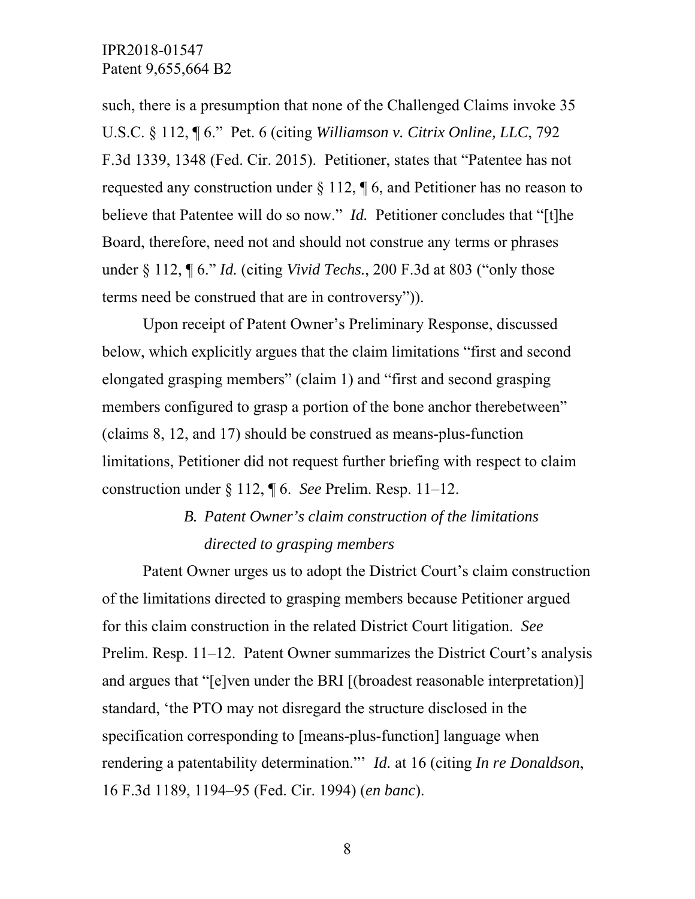such, there is a presumption that none of the Challenged Claims invoke 35 U.S.C. § 112, ¶ 6." Pet. 6 (citing *Williamson v. Citrix Online, LLC*, 792 F.3d 1339, 1348 (Fed. Cir. 2015). Petitioner, states that "Patentee has not requested any construction under § 112, ¶ 6, and Petitioner has no reason to believe that Patentee will do so now." *Id.* Petitioner concludes that "[t]he Board, therefore, need not and should not construe any terms or phrases under § 112, ¶ 6." *Id.* (citing *Vivid Techs.*, 200 F.3d at 803 ("only those terms need be construed that are in controversy")).

Upon receipt of Patent Owner's Preliminary Response, discussed below, which explicitly argues that the claim limitations "first and second elongated grasping members" (claim 1) and "first and second grasping members configured to grasp a portion of the bone anchor therebetween" (claims 8, 12, and 17) should be construed as means-plus-function limitations, Petitioner did not request further briefing with respect to claim construction under § 112, ¶ 6. *See* Prelim. Resp. 11–12.

### *B. Patent Owner's claim construction of the limitations directed to grasping members*

Patent Owner urges us to adopt the District Court's claim construction of the limitations directed to grasping members because Petitioner argued for this claim construction in the related District Court litigation. *See* Prelim. Resp. 11–12. Patent Owner summarizes the District Court's analysis and argues that "[e]ven under the BRI [(broadest reasonable interpretation)] standard, 'the PTO may not disregard the structure disclosed in the specification corresponding to [means-plus-function] language when rendering a patentability determination."' *Id.* at 16 (citing *In re Donaldson*, 16 F.3d 1189, 1194–95 (Fed. Cir. 1994) (*en banc*).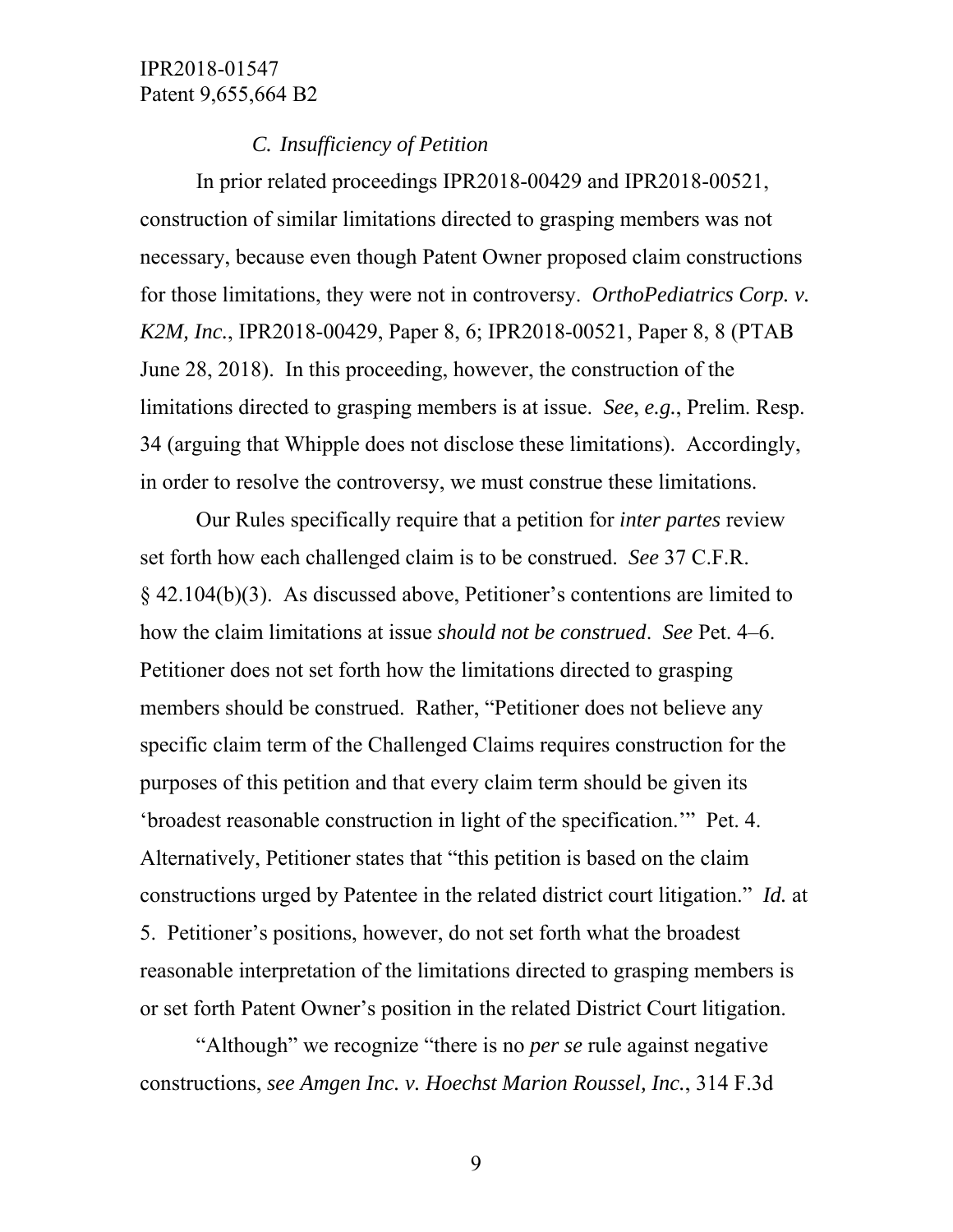### *C. Insufficiency of Petition*

In prior related proceedings IPR2018-00429 and IPR2018-00521, construction of similar limitations directed to grasping members was not necessary, because even though Patent Owner proposed claim constructions for those limitations, they were not in controversy. *OrthoPediatrics Corp. v. K2M, Inc.*, IPR2018-00429, Paper 8, 6; IPR2018-00521, Paper 8, 8 (PTAB June 28, 2018). In this proceeding, however, the construction of the limitations directed to grasping members is at issue. *See*, *e.g.*, Prelim. Resp. 34 (arguing that Whipple does not disclose these limitations). Accordingly, in order to resolve the controversy, we must construe these limitations.

Our Rules specifically require that a petition for *inter partes* review set forth how each challenged claim is to be construed. *See* 37 C.F.R. § 42.104(b)(3). As discussed above, Petitioner's contentions are limited to how the claim limitations at issue *should not be construed*. *See* Pet. 4–6. Petitioner does not set forth how the limitations directed to grasping members should be construed. Rather, "Petitioner does not believe any specific claim term of the Challenged Claims requires construction for the purposes of this petition and that every claim term should be given its 'broadest reasonable construction in light of the specification.'" Pet. 4. Alternatively, Petitioner states that "this petition is based on the claim constructions urged by Patentee in the related district court litigation." *Id.* at 5. Petitioner's positions, however, do not set forth what the broadest reasonable interpretation of the limitations directed to grasping members is or set forth Patent Owner's position in the related District Court litigation.

"Although" we recognize "there is no *per se* rule against negative constructions, *see Amgen Inc. v. Hoechst Marion Roussel, Inc.*, 314 F.3d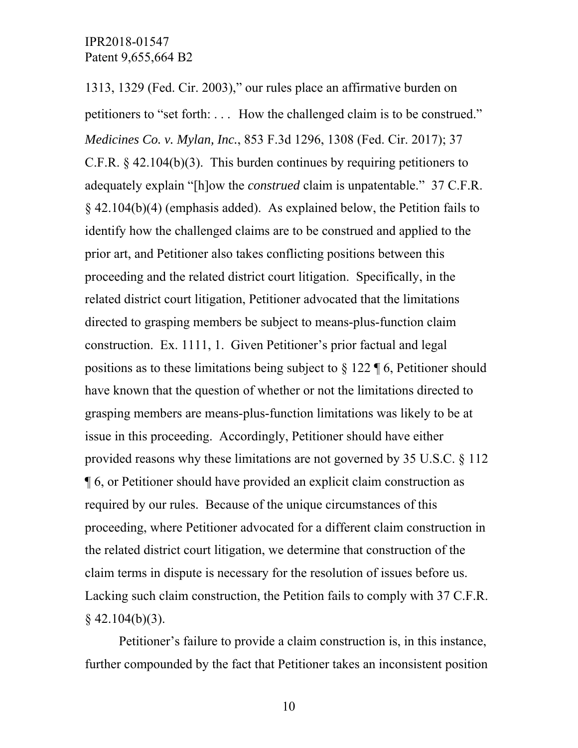1313, 1329 (Fed. Cir. 2003)," our rules place an affirmative burden on petitioners to "set forth: . . . How the challenged claim is to be construed." *Medicines Co. v. Mylan, Inc.*, 853 F.3d 1296, 1308 (Fed. Cir. 2017); 37 C.F.R. § 42.104(b)(3). This burden continues by requiring petitioners to adequately explain "[h]ow the *construed* claim is unpatentable." 37 C.F.R. § 42.104(b)(4) (emphasis added). As explained below, the Petition fails to identify how the challenged claims are to be construed and applied to the prior art, and Petitioner also takes conflicting positions between this proceeding and the related district court litigation. Specifically, in the related district court litigation, Petitioner advocated that the limitations directed to grasping members be subject to means-plus-function claim construction. Ex. 1111, 1. Given Petitioner's prior factual and legal positions as to these limitations being subject to § 122 ¶ 6, Petitioner should have known that the question of whether or not the limitations directed to grasping members are means-plus-function limitations was likely to be at issue in this proceeding. Accordingly, Petitioner should have either provided reasons why these limitations are not governed by 35 U.S.C. § 112 ¶ 6, or Petitioner should have provided an explicit claim construction as required by our rules. Because of the unique circumstances of this proceeding, where Petitioner advocated for a different claim construction in the related district court litigation, we determine that construction of the claim terms in dispute is necessary for the resolution of issues before us. Lacking such claim construction, the Petition fails to comply with 37 C.F.R. § 42.104(b)(3).

Petitioner's failure to provide a claim construction is, in this instance, further compounded by the fact that Petitioner takes an inconsistent position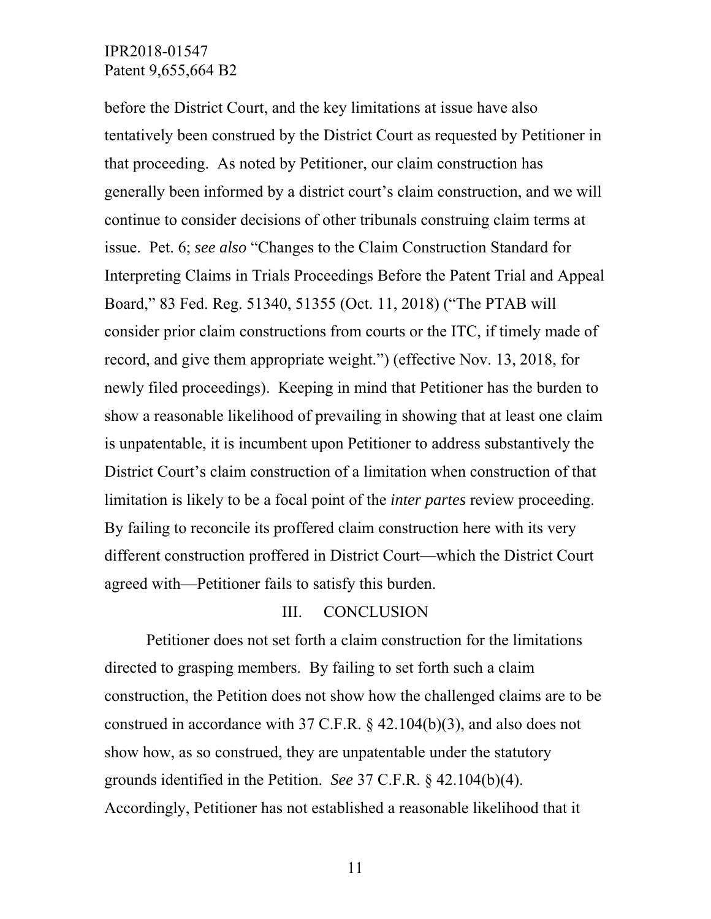before the District Court, and the key limitations at issue have also tentatively been construed by the District Court as requested by Petitioner in that proceeding. As noted by Petitioner, our claim construction has generally been informed by a district court's claim construction, and we will continue to consider decisions of other tribunals construing claim terms at issue. Pet. 6; *see also* "Changes to the Claim Construction Standard for Interpreting Claims in Trials Proceedings Before the Patent Trial and Appeal Board," 83 Fed. Reg. 51340, 51355 (Oct. 11, 2018) ("The PTAB will consider prior claim constructions from courts or the ITC, if timely made of record, and give them appropriate weight.") (effective Nov. 13, 2018, for newly filed proceedings). Keeping in mind that Petitioner has the burden to show a reasonable likelihood of prevailing in showing that at least one claim is unpatentable, it is incumbent upon Petitioner to address substantively the District Court's claim construction of a limitation when construction of that limitation is likely to be a focal point of the *inter partes* review proceeding. By failing to reconcile its proffered claim construction here with its very different construction proffered in District Court—which the District Court agreed with—Petitioner fails to satisfy this burden.

## III. CONCLUSION

Petitioner does not set forth a claim construction for the limitations directed to grasping members. By failing to set forth such a claim construction, the Petition does not show how the challenged claims are to be construed in accordance with 37 C.F.R. § 42.104(b)(3), and also does not show how, as so construed, they are unpatentable under the statutory grounds identified in the Petition. *See* 37 C.F.R. § 42.104(b)(4). Accordingly, Petitioner has not established a reasonable likelihood that it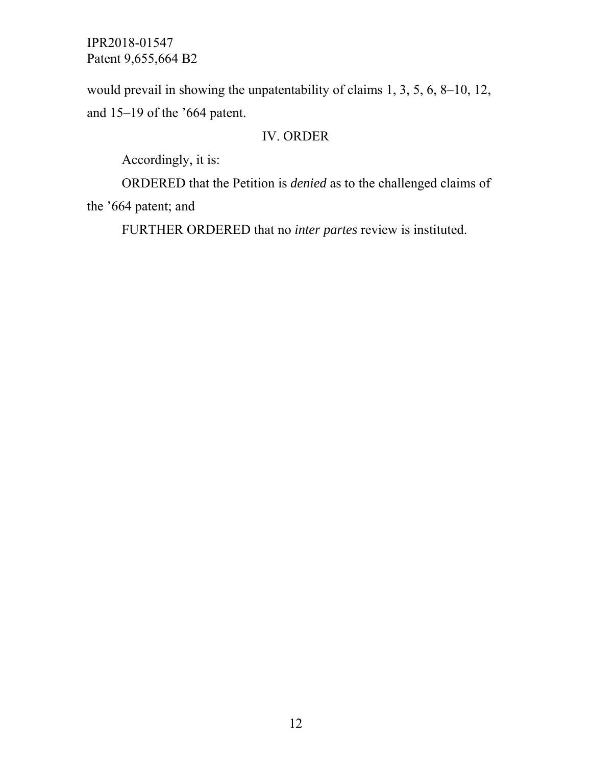would prevail in showing the unpatentability of claims 1, 3, 5, 6, 8–10, 12, and 15–19 of the ’664 patent.

## IV. ORDER

Accordingly, it is:

ORDERED that the Petition is *denied* as to the challenged claims of the ’664 patent; and

FURTHER ORDERED that no *inter partes* review is instituted.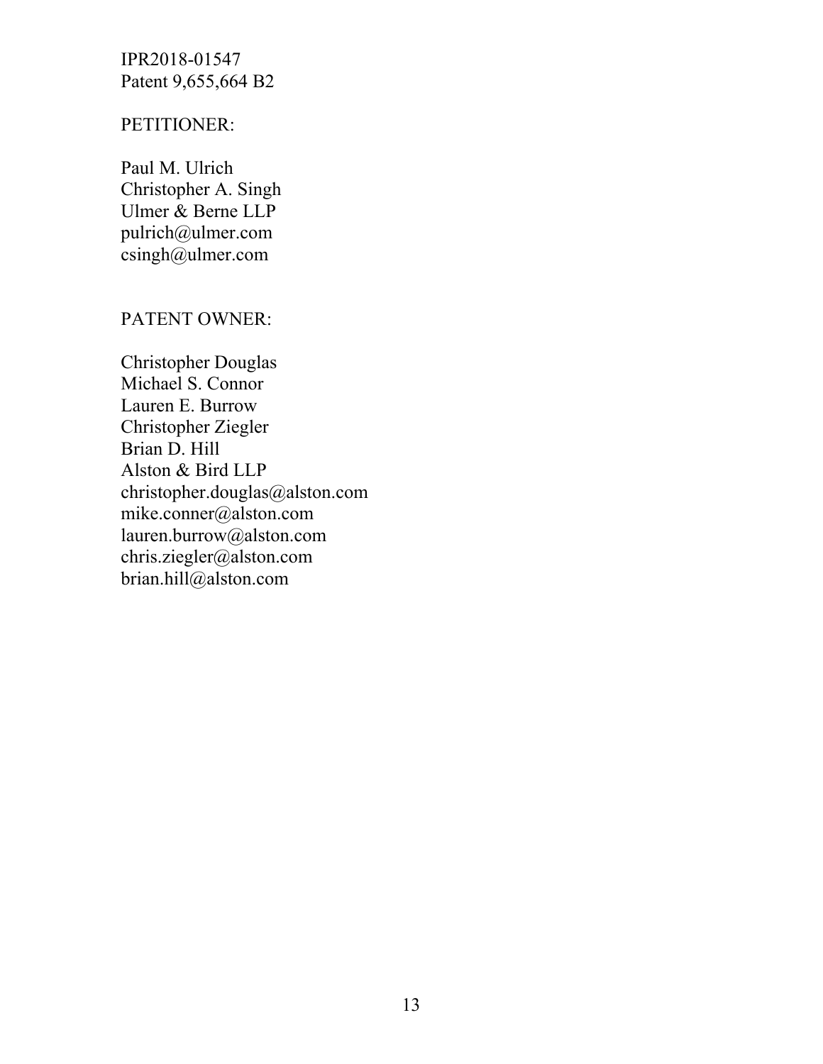IPR2018-01547
Patent 9,655,664 B2

PETITIONER:

Paul M. Ulrich
Christopher A. Singh
Ulmer & Berne LLP
pulrich@ulmer.com
csingh@ulmer.com

PATENT OWNER:

Christopher Douglas
Michael S. Connor
Lauren E. Burrow
Christopher Ziegler
Brian D. Hill
Alston & Bird LLP
christopher.douglas@alston.com
mike.conner@alston.com
lauren.burrow@alston.com
chris.ziegler@alston.com
brian.hill@alston.com